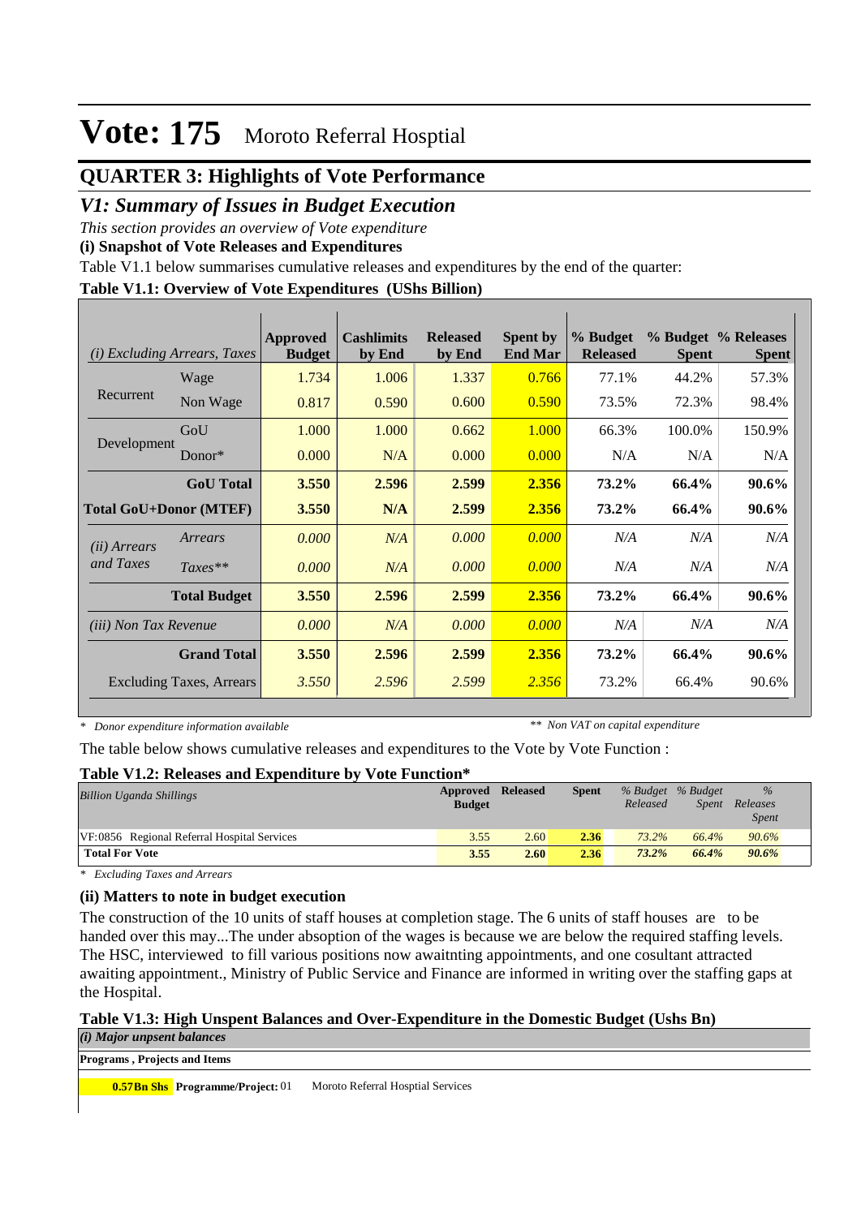# Vote: 175 Moroto Referral Hosptial

## QUARTER 3: Highlights of Vote Performance

## *V1: Summary of Issues in Budget Execution*

*This section provides an overview of Vote expenditure*

**(i) Snapshot of Vote Releases and Expenditures**

Table V1.1 below summarises cumulative releases and expenditures by the end of the quarter:

**Table V1.1: Overview of Vote Expenditures (UShs Billion)**

| *(i) Excluding Arrears, Taxes* | | Approved Budget | Cashlimits by End | Released by End | Spent by End Mar | % Budget Released | % Budget Spent | % Releases Spent |
|---|---|---|---|---|---|---|---|---|
| Recurrent | Wage | 1.734 | 1.006 | 1.337 | 0.766 | 77.1% | 44.2% | 57.3% |
| | Non Wage | 0.817 | 0.590 | 0.600 | 0.590 | 73.5% | 72.3% | 98.4% |
| Development | GoU | 1.000 | 1.000 | 0.662 | 1.000 | 66.3% | 100.0% | 150.9% |
| | Donor* | 0.000 | N/A | 0.000 | 0.000 | N/A | N/A | N/A |
| | **GoU Total** | **3.550** | **2.596** | **2.599** | **2.356** | **73.2%** | **66.4%** | **90.6%** |
| **Total GoU+Donor (MTEF)** | | **3.550** | **N/A** | **2.599** | **2.356** | **73.2%** | **66.4%** | **90.6%** |
| *(ii) Arrears and Taxes* | *Arrears* | *0.000* | *N/A* | *0.000* | *0.000* | *N/A* | *N/A* | *N/A* |
| | *Taxes*** | *0.000* | *N/A* | *0.000* | *0.000* | *N/A* | *N/A* | *N/A* |
| | **Total Budget** | **3.550** | **2.596** | **2.599** | **2.356** | **73.2%** | **66.4%** | **90.6%** |
| *(iii) Non Tax Revenue* | | *0.000* | *N/A* | *0.000* | *0.000* | *N/A* | *N/A* | *N/A* |
| | **Grand Total** | **3.550** | **2.596** | **2.599** | **2.356** | **73.2%** | **66.4%** | **90.6%** |
| Excluding Taxes, Arrears | | *3.550* | *2.596* | *2.599* | *2.356* | 73.2% | 66.4% | 90.6% |

\* *Donor expenditure information available* ** *Non VAT on capital expenditure*

The table below shows cumulative releases and expenditures to the Vote by Vote Function :

**Table V1.2: Releases and Expenditure by Vote Function***

| *Billion Uganda Shillings* | Approved Budget | Released | Spent | *% Budget Released* | *% Budget Spent* | *% Releases Spent* |
|---|---|---|---|---|---|---|
| VF:0856 Regional Referral Hospital Services | 3.55 | 2.60 | 2.36 | *73.2%* | *66.4%* | *90.6%* |
| **Total For Vote** | **3.55** | **2.60** | **2.36** | ***73.2%*** | ***66.4%*** | ***90.6%*** |

\* *Excluding Taxes and Arrears*

**(ii) Matters to note in budget execution**

The construction of the 10 units of staff houses at completion stage. The 6 units of staff houses are to be handed over this may...The under absoption of the wages is because we are below the required staffing levels. The HSC, interviewed to fill various positions now awaitnting appointments, and one cosultant attracted awaiting appointment., Ministry of Public Service and Finance are informed in writing over the staffing gaps at the Hospital.

**Table V1.3: High Unspent Balances and Over-Expenditure in the Domestic Budget (Ushs Bn)**

***(i) Major unpsent balances***

**Programs , Projects and Items**

**0.57Bn Shs** **Programme/Project:** 01 Moroto Referral Hosptial Services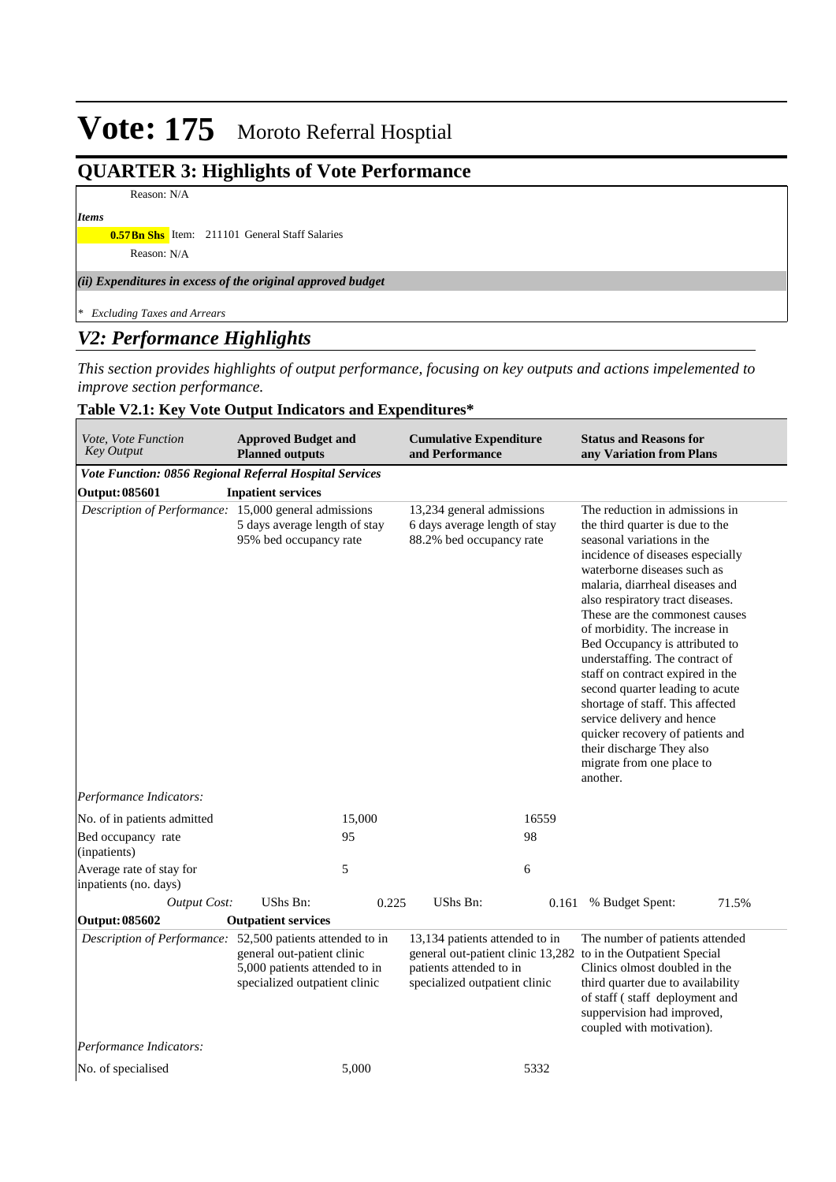# Vote: 175 Moroto Referral Hosptial

## QUARTER 3: Highlights of Vote Performance

Reason: N/A

*Items*

**0.57Bn Shs** Item: 211101 General Staff Salaries

Reason: N/A

***(ii) Expenditures in excess of the original approved budget***

*\* Excluding Taxes and Arrears*

## *V2: Performance Highlights*

*This section provides highlights of output performance, focusing on key outputs and actions impelemented to improve section performance.*

### Table V2.1: Key Vote Output Indicators and Expenditures*

| *Vote, Vote Function Key Output* | **Approved Budget and Planned outputs** | **Cumulative Expenditure and Performance** | **Status and Reasons for any Variation from Plans** |
|---|---|---|---|
| ***Vote Function: 0856 Regional Referral Hospital Services*** | | | |
| **Output: 085601** | **Inpatient services** | | |
| *Description of Performance:* | 15,000 general admissions<br>5 days average length of stay<br>95% bed occupancy rate | 13,234 general admissions<br>6 days average length of stay<br>88.2% bed occupancy rate | The reduction in admissions in the third quarter is due to the seasonal variations in the incidence of diseases especially waterborne diseases such as malaria, diarrheal diseases and also respiratory tract diseases. These are the commonest causes of morbidity. The increase in Bed Occupancy is attributed to understaffing. The contract of staff on contract expired in the second quarter leading to acute shortage of staff. This affected service delivery and hence quicker recovery of patients and their discharge They also migrate from one place to another. |
| *Performance Indicators:* | | | |
| No. of in patients admitted | 15,000 | 16559 | |
| Bed occupancy rate (inpatients) | 95 | 98 | |
| Average rate of stay for inpatients (no. days) | 5 | 6 | |
| *Output Cost:* | UShs Bn: 0.225 | UShs Bn: 0.161 | % Budget Spent: 71.5% |
| **Output: 085602** | **Outpatient services** | | |
| *Description of Performance:* | 52,500 patients attended to in general out-patient clinic<br>5,000 patients attended to in specialized outpatient clinic | 13,134 patients attended to in general out-patient clinic 13,282 patients attended to in specialized outpatient clinic | The number of patients attended to in the Outpatient Special Clinics olmost doubled in the third quarter due to availability of staff ( staff deployment and suppervision had improved, coupled with motivation). |
| *Performance Indicators:* | | | |
| No. of specialised | 5,000 | 5332 | |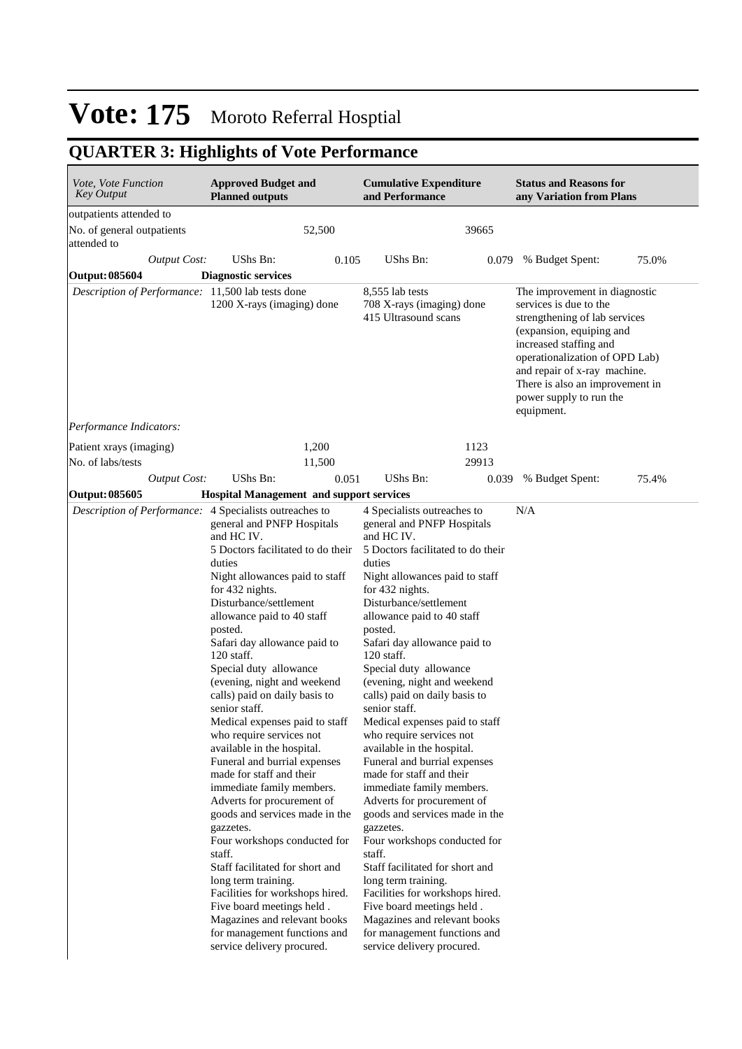# Vote: 175 Moroto Referral Hosptial

## QUARTER 3: Highlights of Vote Performance

| *Vote, Vote Function Key Output* | **Approved Budget and Planned outputs** | **Cumulative Expenditure and Performance** | **Status and Reasons for any Variation from Plans** |
|---|---|---|---|
| outpatients attended to | | | |
| No. of general outpatients attended to | 52,500 | 39665 | |
| *Output Cost:* | UShs Bn: 0.105 | UShs Bn: 0.079 | % Budget Spent: 75.0% |
| **Output: 085604** | **Diagnostic services** | | |
| *Description of Performance:* | 11,500 lab tests done<br>1200 X-rays (imaging) done | 8,555 lab tests<br>708 X-rays (imaging) done<br>415 Ultrasound scans | The improvement in diagnostic services is due to the strengthening of lab services (expansion, equiping and increased staffing and operationalization of OPD Lab) and repair of x-ray machine. There is also an improvement in power supply to run the equipment. |
| *Performance Indicators:* | | | |
| Patient xrays (imaging) | 1,200 | 1123 | |
| No. of labs/tests | 11,500 | 29913 | |
| *Output Cost:* | UShs Bn: 0.051 | UShs Bn: 0.039 | % Budget Spent: 75.4% |
| **Output: 085605** | **Hospital Management and support services** | | |
| *Description of Performance:* | 4 Specialists outreaches to general and PNFP Hospitals and HC IV.<br>5 Doctors facilitated to do their duties<br>Night allowances paid to staff for 432 nights.<br>Disturbance/settlement allowance paid to 40 staff posted.<br>Safari day allowance paid to 120 staff.<br>Special duty allowance (evening, night and weekend calls) paid on daily basis to senior staff.<br>Medical expenses paid to staff who require services not available in the hospital.<br>Funeral and burrial expenses made for staff and their immediate family members.<br>Adverts for procurement of goods and services made in the gazzetes.<br>Four workshops conducted for staff.<br>Staff facilitated for short and long term training.<br>Facilities for workshops hired.<br>Five board meetings held .<br>Magazines and relevant books for management functions and service delivery procured. | 4 Specialists outreaches to general and PNFP Hospitals and HC IV.<br>5 Doctors facilitated to do their duties<br>Night allowances paid to staff for 432 nights.<br>Disturbance/settlement allowance paid to 40 staff posted.<br>Safari day allowance paid to 120 staff.<br>Special duty allowance (evening, night and weekend calls) paid on daily basis to senior staff.<br>Medical expenses paid to staff who require services not available in the hospital.<br>Funeral and burrial expenses made for staff and their immediate family members.<br>Adverts for procurement of goods and services made in the gazzetes.<br>Four workshops conducted for staff.<br>Staff facilitated for short and long term training.<br>Facilities for workshops hired.<br>Five board meetings held .<br>Magazines and relevant books for management functions and service delivery procured. | N/A |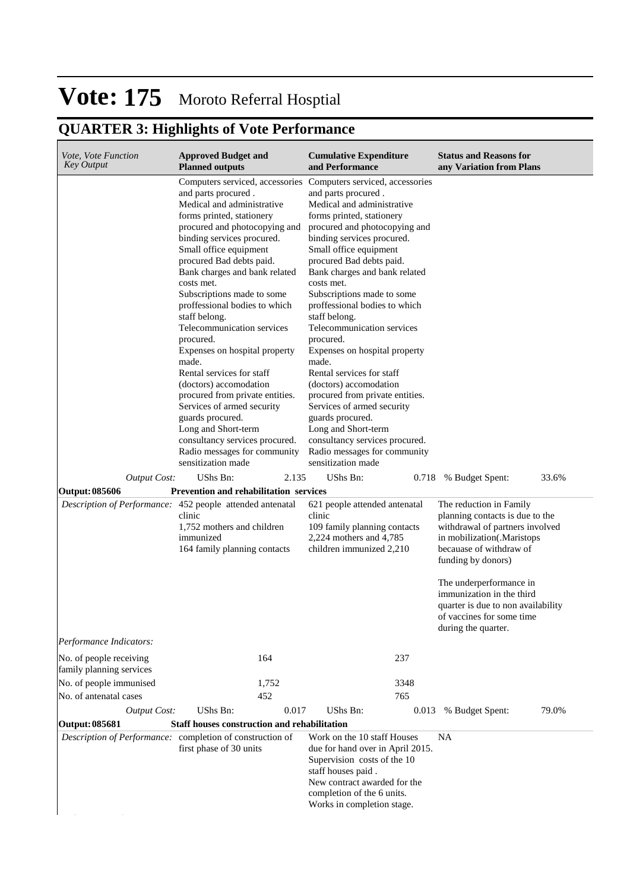# Vote: 175 Moroto Referral Hosptial

## QUARTER 3: Highlights of Vote Performance

| *Vote, Vote Function Key Output* | **Approved Budget and Planned outputs** | **Cumulative Expenditure and Performance** | **Status and Reasons for any Variation from Plans** |
|---|---|---|---|
| | Computers serviced, accessories and parts procured . Medical and administrative forms printed, stationery procured and photocopying and binding services procured. Small office equipment procured Bad debts paid. Bank charges and bank related costs met. Subscriptions made to some proffessional bodies to which staff belong. Telecommunication services procured. Expenses on hospital property made. Rental services for staff (doctors) accomodation procured from private entities. Services of armed security guards procured. Long and Short-term consultancy services procured. Radio messages for community sensitization made | Computers serviced, accessories and parts procured . Medical and administrative forms printed, stationery procured and photocopying and binding services procured. Small office equipment procured Bad debts paid. Bank charges and bank related costs met. Subscriptions made to some proffessional bodies to which staff belong. Telecommunication services procured. Expenses on hospital property made. Rental services for staff (doctors) accomodation procured from private entities. Services of armed security guards procured. Long and Short-term consultancy services procured. Radio messages for community sensitization made | |
| *Output Cost:* | UShs Bn: 2.135 | UShs Bn: 0.718 | % Budget Spent: 33.6% |
| **Output: 085606** | **Prevention and rehabilitation services** | | |
| *Description of Performance:* | 452 people attended antenatal clinic<br>1,752 mothers and children immunized<br>164 family planning contacts | 621 people attended antenatal clinic<br>109 family planning contacts<br>2,224 mothers and 4,785 children immunized 2,210 | The reduction in Family planning contacts is due to the withdrawal of partners involved in mobilization(.Maristops becauase of withdraw of funding by donors)<br><br>The underperformance in immunization in the third quarter is due to non availability of vaccines for some time during the quarter. |
| *Performance Indicators:* | | | |
| No. of people receiving family planning services | 164 | 237 | |
| No. of people immunised | 1,752 | 3348 | |
| No. of antenatal cases | 452 | 765 | |
| *Output Cost:* | UShs Bn: 0.017 | UShs Bn: 0.013 | % Budget Spent: 79.0% |
| **Output: 085681** | **Staff houses construction and rehabilitation** | | |
| *Description of Performance:* | completion of construction of first phase of 30 units | Work on the 10 staff Houses due for hand over in April 2015.<br>Supervision costs of the 10 staff houses paid .<br>New contract awarded for the completion of the 6 units.<br>Works in completion stage. | NA |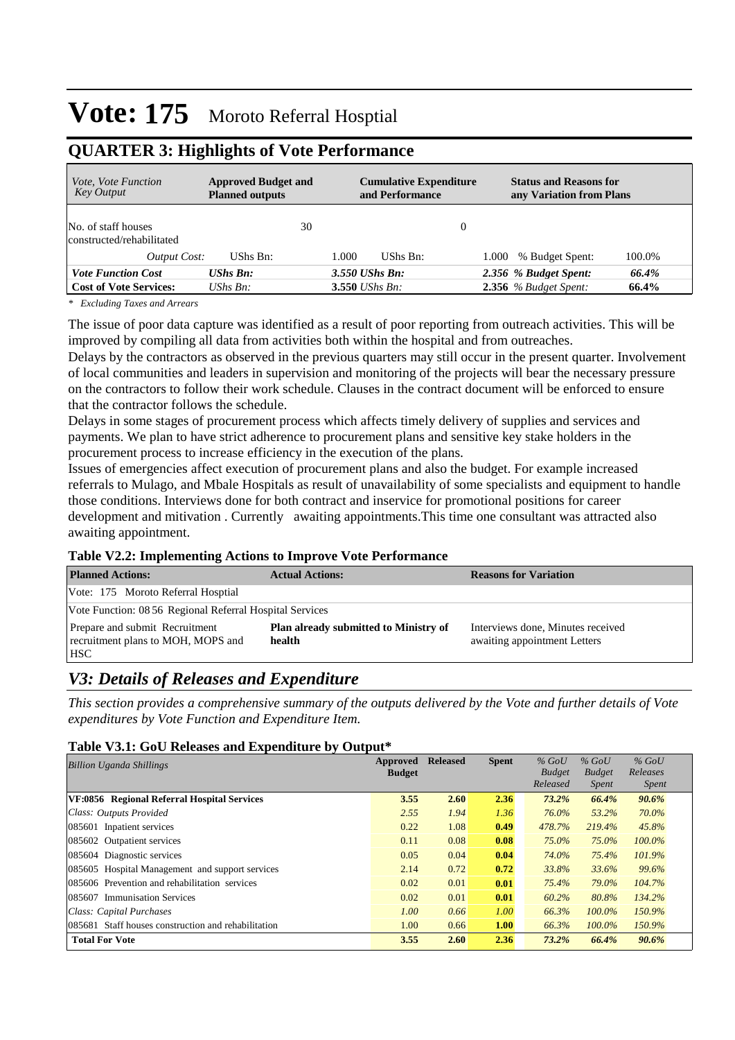# Vote: 175 Moroto Referral Hosptial

## QUARTER 3: Highlights of Vote Performance

| *Vote, Vote Function Key Output* | **Approved Budget and Planned outputs** | | **Cumulative Expenditure and Performance** | | **Status and Reasons for any Variation from Plans** | |
|---|---|---|---|---|---|---|
| No. of staff houses constructed/rehabilitated | | 30 | | 0 | | |
| *Output Cost:* | UShs Bn: | 1.000 | UShs Bn: | 1.000 | % Budget Spent: | 100.0% |
| ***Vote Function Cost*** | ***UShs Bn:*** | ***3.550*** | ***UShs Bn:*** | ***2.356*** | ***% Budget Spent:*** | ***66.4%*** |
| **Cost of Vote Services:** | *UShs Bn:* | **3.550** | *UShs Bn:* | **2.356** | *% Budget Spent:* | **66.4%** |

*\* Excluding Taxes and Arrears*

The issue of poor data capture was identified as a result of poor reporting from outreach activities. This will be improved by compiling all data from activities both within the hospital and from outreaches.

Delays by the contractors as observed in the previous quarters may still occur in the present quarter. Involvement of local communities and leaders in supervision and monitoring of the projects will bear the necessary pressure on the contractors to follow their work schedule. Clauses in the contract document will be enforced to ensure that the contractor follows the schedule.

Delays in some stages of procurement process which affects timely delivery of supplies and services and payments. We plan to have strict adherence to procurement plans and sensitive key stake holders in the procurement process to increase efficiency in the execution of the plans.

Issues of emergencies affect execution of procurement plans and also the budget. For example increased referrals to Mulago, and Mbale Hospitals as result of unavailability of some specialists and equipment to handle those conditions. Interviews done for both contract and inservice for promotional positions for career development and mitivation . Currently awaiting appointments.This time one consultant was attracted also awaiting appointment.

**Table V2.2: Implementing Actions to Improve Vote Performance**

| **Planned Actions:** | **Actual Actions:** | **Reasons for Variation** |
|---|---|---|
| Vote: 175 Moroto Referral Hosptial | | |
| Vote Function: 08 56 Regional Referral Hospital Services | | |
| Prepare and submit Recruitment recruitment plans to MOH, MOPS and HSC | **Plan already submitted to Ministry of health** | Interviews done, Minutes received awaiting appointment Letters |

## *V3: Details of Releases and Expenditure*

*This section provides a comprehensive summary of the outputs delivered by the Vote and further details of Vote expenditures by Vote Function and Expenditure Item.*

**Table V3.1: GoU Releases and Expenditure by Output\***

| *Billion Uganda Shillings* | **Approved Budget** | **Released** | **Spent** | *% GoU Budget Released* | *% GoU Budget Spent* | *% GoU Releases Spent* |
|---|---|---|---|---|---|---|
| **VF:0856 Regional Referral Hospital Services** | **3.55** | **2.60** | **2.36** | ***73.2%*** | ***66.4%*** | ***90.6%*** |
| *Class: Outputs Provided* | *2.55* | *1.94* | *1.36* | *76.0%* | *53.2%* | *70.0%* |
| 085601 Inpatient services | 0.22 | 1.08 | **0.49** | *478.7%* | *219.4%* | *45.8%* |
| 085602 Outpatient services | 0.11 | 0.08 | **0.08** | *75.0%* | *75.0%* | *100.0%* |
| 085604 Diagnostic services | 0.05 | 0.04 | **0.04** | *74.0%* | *75.4%* | *101.9%* |
| 085605 Hospital Management and support services | 2.14 | 0.72 | **0.72** | *33.8%* | *33.6%* | *99.6%* |
| 085606 Prevention and rehabilitation services | 0.02 | 0.01 | **0.01** | *75.4%* | *79.0%* | *104.7%* |
| 085607 Immunisation Services | 0.02 | 0.01 | **0.01** | *60.2%* | *80.8%* | *134.2%* |
| *Class: Capital Purchases* | *1.00* | *0.66* | *1.00* | *66.3%* | *100.0%* | *150.9%* |
| 085681 Staff houses construction and rehabilitation | 1.00 | 0.66 | **1.00** | *66.3%* | *100.0%* | *150.9%* |
| **Total For Vote** | **3.55** | **2.60** | **2.36** | ***73.2%*** | ***66.4%*** | ***90.6%*** |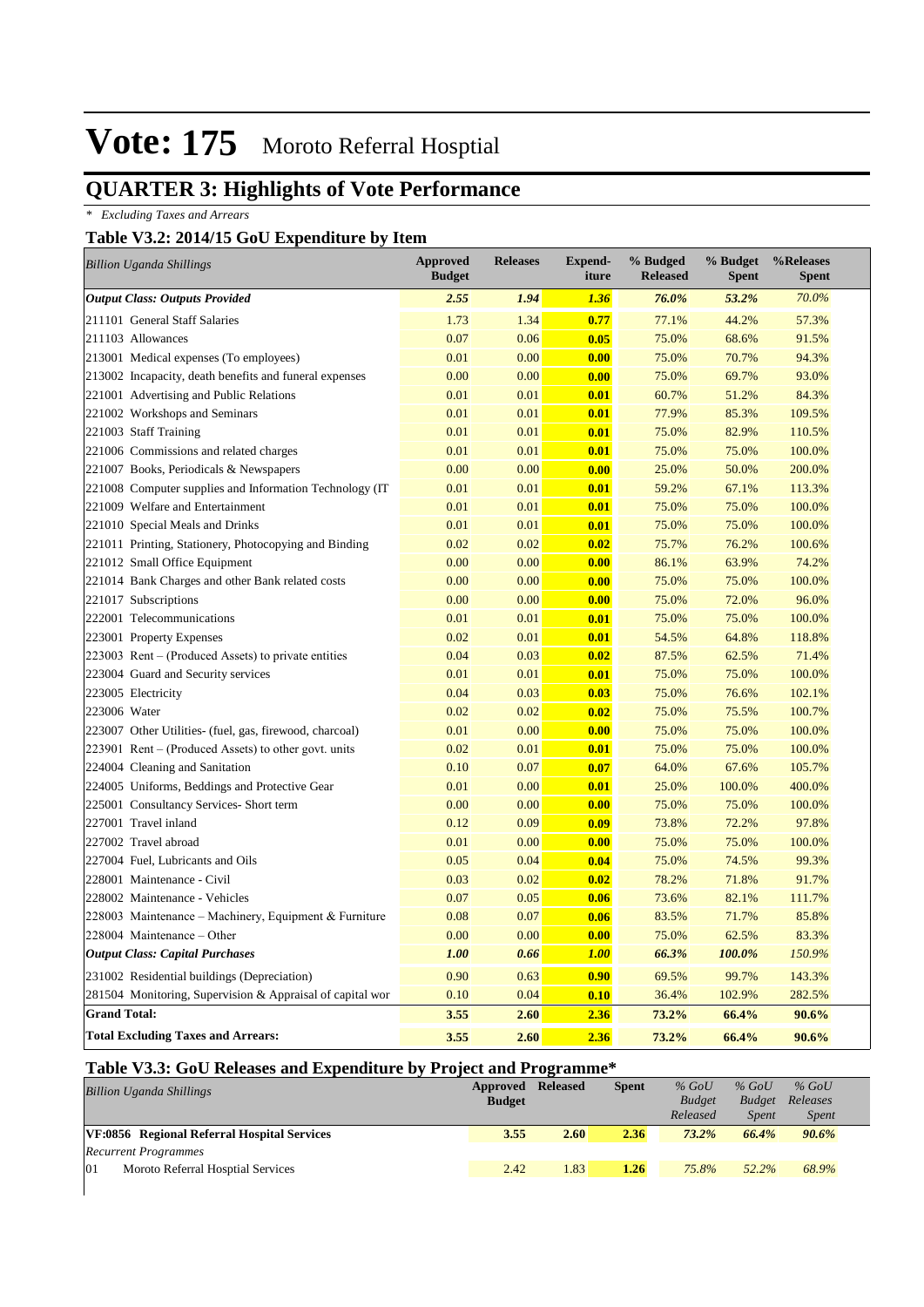# Vote: 175 Moroto Referral Hosptial

## QUARTER 3: Highlights of Vote Performance

*\* Excluding Taxes and Arrears*

### Table V3.2: 2014/15 GoU Expenditure by Item

| *Billion Uganda Shillings* | Approved Budget | Releases | Expend-iture | % Budget Released | % Budget Spent | %Releases Spent |
|---|---|---|---|---|---|---|
| ***Output Class: Outputs Provided*** | ***2.55*** | ***1.94*** | ***1.36*** | ***76.0%*** | ***53.2%*** | *70.0%* |
| 211101 General Staff Salaries | 1.73 | 1.34 | **0.77** | 77.1% | 44.2% | 57.3% |
| 211103 Allowances | 0.07 | 0.06 | **0.05** | 75.0% | 68.6% | 91.5% |
| 213001 Medical expenses (To employees) | 0.01 | 0.00 | **0.00** | 75.0% | 70.7% | 94.3% |
| 213002 Incapacity, death benefits and funeral expenses | 0.00 | 0.00 | **0.00** | 75.0% | 69.7% | 93.0% |
| 221001 Advertising and Public Relations | 0.01 | 0.01 | **0.01** | 60.7% | 51.2% | 84.3% |
| 221002 Workshops and Seminars | 0.01 | 0.01 | **0.01** | 77.9% | 85.3% | 109.5% |
| 221003 Staff Training | 0.01 | 0.01 | **0.01** | 75.0% | 82.9% | 110.5% |
| 221006 Commissions and related charges | 0.01 | 0.01 | **0.01** | 75.0% | 75.0% | 100.0% |
| 221007 Books, Periodicals & Newspapers | 0.00 | 0.00 | **0.00** | 25.0% | 50.0% | 200.0% |
| 221008 Computer supplies and Information Technology (IT | 0.01 | 0.01 | **0.01** | 59.2% | 67.1% | 113.3% |
| 221009 Welfare and Entertainment | 0.01 | 0.01 | **0.01** | 75.0% | 75.0% | 100.0% |
| 221010 Special Meals and Drinks | 0.01 | 0.01 | **0.01** | 75.0% | 75.0% | 100.0% |
| 221011 Printing, Stationery, Photocopying and Binding | 0.02 | 0.02 | **0.02** | 75.7% | 76.2% | 100.6% |
| 221012 Small Office Equipment | 0.00 | 0.00 | **0.00** | 86.1% | 63.9% | 74.2% |
| 221014 Bank Charges and other Bank related costs | 0.00 | 0.00 | **0.00** | 75.0% | 75.0% | 100.0% |
| 221017 Subscriptions | 0.00 | 0.00 | **0.00** | 75.0% | 72.0% | 96.0% |
| 222001 Telecommunications | 0.01 | 0.01 | **0.01** | 75.0% | 75.0% | 100.0% |
| 223001 Property Expenses | 0.02 | 0.01 | **0.01** | 54.5% | 64.8% | 118.8% |
| 223003 Rent – (Produced Assets) to private entities | 0.04 | 0.03 | **0.02** | 87.5% | 62.5% | 71.4% |
| 223004 Guard and Security services | 0.01 | 0.01 | **0.01** | 75.0% | 75.0% | 100.0% |
| 223005 Electricity | 0.04 | 0.03 | **0.03** | 75.0% | 76.6% | 102.1% |
| 223006 Water | 0.02 | 0.02 | **0.02** | 75.0% | 75.5% | 100.7% |
| 223007 Other Utilities- (fuel, gas, firewood, charcoal) | 0.01 | 0.00 | **0.00** | 75.0% | 75.0% | 100.0% |
| 223901 Rent – (Produced Assets) to other govt. units | 0.02 | 0.01 | **0.01** | 75.0% | 75.0% | 100.0% |
| 224004 Cleaning and Sanitation | 0.10 | 0.07 | **0.07** | 64.0% | 67.6% | 105.7% |
| 224005 Uniforms, Beddings and Protective Gear | 0.01 | 0.00 | **0.01** | 25.0% | 100.0% | 400.0% |
| 225001 Consultancy Services- Short term | 0.00 | 0.00 | **0.00** | 75.0% | 75.0% | 100.0% |
| 227001 Travel inland | 0.12 | 0.09 | **0.09** | 73.8% | 72.2% | 97.8% |
| 227002 Travel abroad | 0.01 | 0.00 | **0.00** | 75.0% | 75.0% | 100.0% |
| 227004 Fuel, Lubricants and Oils | 0.05 | 0.04 | **0.04** | 75.0% | 74.5% | 99.3% |
| 228001 Maintenance - Civil | 0.03 | 0.02 | **0.02** | 78.2% | 71.8% | 91.7% |
| 228002 Maintenance - Vehicles | 0.07 | 0.05 | **0.06** | 73.6% | 82.1% | 111.7% |
| 228003 Maintenance – Machinery, Equipment & Furniture | 0.08 | 0.07 | **0.06** | 83.5% | 71.7% | 85.8% |
| 228004 Maintenance – Other | 0.00 | 0.00 | **0.00** | 75.0% | 62.5% | 83.3% |
| ***Output Class: Capital Purchases*** | ***1.00*** | ***0.66*** | ***1.00*** | ***66.3%*** | ***100.0%*** | *150.9%* |
| 231002 Residential buildings (Depreciation) | 0.90 | 0.63 | **0.90** | 69.5% | 99.7% | 143.3% |
| 281504 Monitoring, Supervision & Appraisal of capital wor | 0.10 | 0.04 | **0.10** | 36.4% | 102.9% | 282.5% |
| **Grand Total:** | **3.55** | **2.60** | **2.36** | **73.2%** | **66.4%** | **90.6%** |
| **Total Excluding Taxes and Arrears:** | **3.55** | **2.60** | **2.36** | **73.2%** | **66.4%** | **90.6%** |

### Table V3.3: GoU Releases and Expenditure by Project and Programme*

| *Billion Uganda Shillings* | Approved Budget | Released | Spent | *% GoU Budget Released* | *% GoU Budget Spent* | *% GoU Releases Spent* |
|---|---|---|---|---|---|---|
| **VF:0856 Regional Referral Hospital Services** | **3.55** | **2.60** | **2.36** | ***73.2%*** | ***66.4%*** | ***90.6%*** |
| *Recurrent Programmes* | | | | | | |
| 01 Moroto Referral Hosptial Services | 2.42 | 1.83 | **1.26** | *75.8%* | *52.2%* | *68.9%* |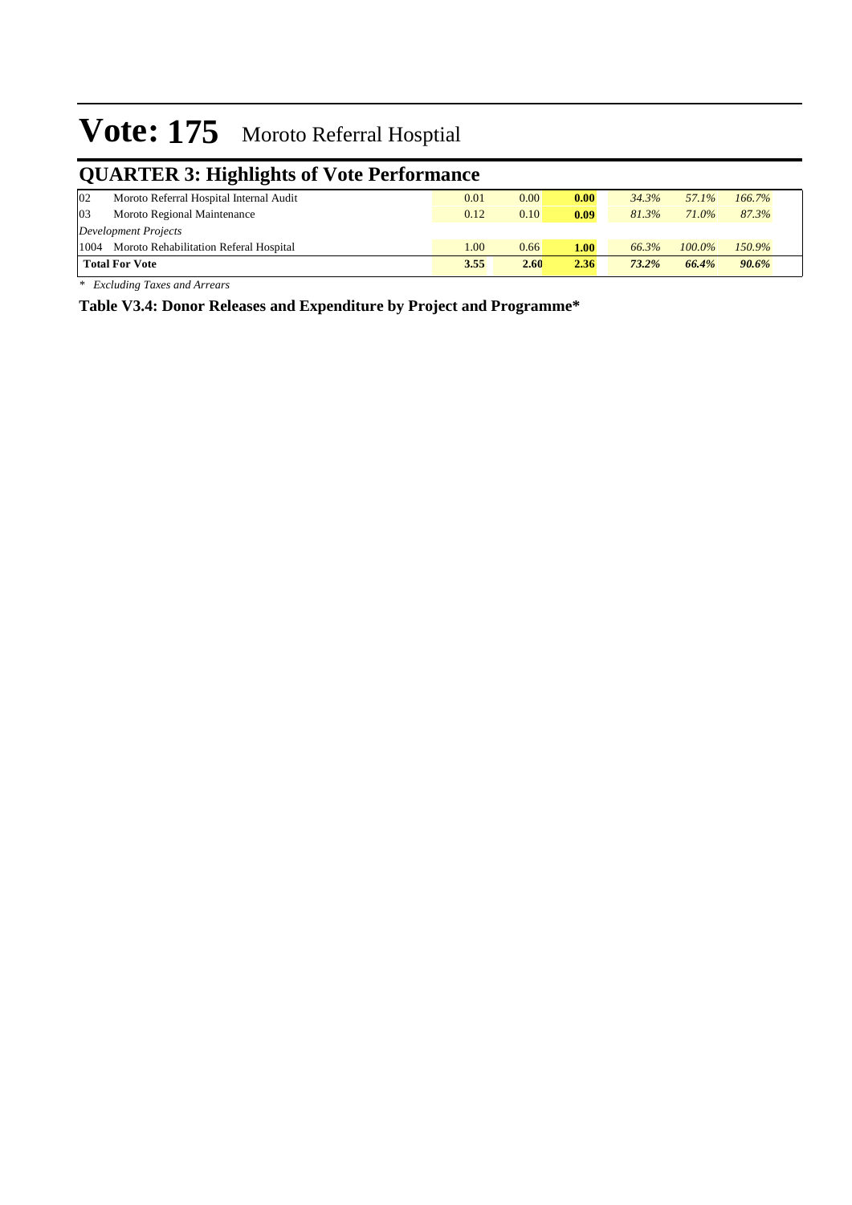# Vote: 175 Moroto Referral Hosptial

## QUARTER 3: Highlights of Vote Performance

| | | | | | | | | |
|---|---|---|---|---|---|---|---|---|
| 02 | Moroto Referral Hospital Internal Audit | 0.01 | 0.00 | **0.00** | *34.3%* | *57.1%* | *166.7%* |
| 03 | Moroto Regional Maintenance | 0.12 | 0.10 | **0.09** | *81.3%* | *71.0%* | *87.3%* |
| *Development Projects* | | | | | | | |
| 1004 | Moroto Rehabilitation Referal Hospital | 1.00 | 0.66 | **1.00** | *66.3%* | *100.0%* | *150.9%* |
| **Total For Vote** | | **3.55** | **2.60** | **2.36** | ***73.2%*** | ***66.4%*** | ***90.6%*** |

*\* Excluding Taxes and Arrears*

**Table V3.4: Donor Releases and Expenditure by Project and Programme\***